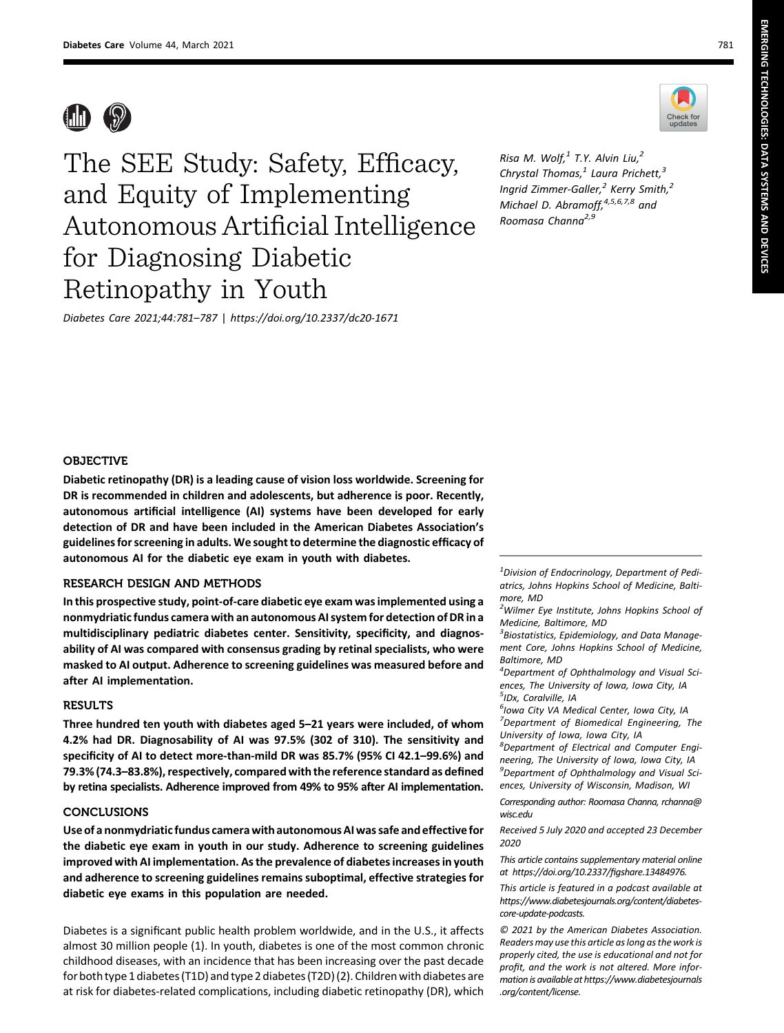# The SEE Study: Safety, Efficacy, and Equity of Implementing Autonomous Artificial Intelligence for Diagnosing Diabetic Retinopathy in Youth

*Diabetes Care 2021;44:781–787 | https://doi.org/10.2337/dc20-1671*

*Risa M. Wolf,[1] T.Y. Alvin Liu,[2] Chrystal Thomas,[1] Laura Prichett,[3] Ingrid Zimmer-Galler,[2] Kerry Smith,[2] Michael D. Abramoff,[4,5,6,7,8] and Roomasa Channa[2,9]*

## OBJECTIVE

**Diabetic retinopathy (DR) is a leading cause of vision loss worldwide. Screening for DR is recommended in children and adolescents, but adherence is poor. Recently, autonomous artificial intelligence (AI) systems have been developed for early detection of DR and have been included in the American Diabetes Association's guidelines for screening in adults. We sought to determine the diagnostic efficacy of autonomous AI for the diabetic eye exam in youth with diabetes.**

## RESEARCH DESIGN AND METHODS

**In this prospective study, point-of-care diabetic eye exam was implemented using a nonmydriatic fundus camera with an autonomous AI system for detection of DR in a multidisciplinary pediatric diabetes center. Sensitivity, specificity, and diagnosability of AI was compared with consensus grading by retinal specialists, who were masked to AI output. Adherence to screening guidelines was measured before and after AI implementation.**

## RESULTS

**Three hundred ten youth with diabetes aged 5–21 years were included, of whom 4.2% had DR. Diagnosability of AI was 97.5% (302 of 310). The sensitivity and specificity of AI to detect more-than-mild DR was 85.7% (95% CI 42.1–99.6%) and 79.3% (74.3–83.8%), respectively, compared with the reference standard as defined by retina specialists. Adherence improved from 49% to 95% after AI implementation.**

## CONCLUSIONS

**Use of a nonmydriatic fundus camera with autonomous AI was safe and effective for the diabetic eye exam in youth in our study. Adherence to screening guidelines improved with AI implementation. As the prevalence of diabetes increases in youth and adherence to screening guidelines remains suboptimal, effective strategies for diabetic eye exams in this population are needed.**

Diabetes is a significant public health problem worldwide, and in the U.S., it affects almost 30 million people (1). In youth, diabetes is one of the most common chronic childhood diseases, with an incidence that has been increasing over the past decade for both type 1 diabetes (T1D) and type 2 diabetes (T2D) (2). Children with diabetes are at risk for diabetes-related complications, including diabetic retinopathy (DR), which

---

[1]*Division of Endocrinology, Department of Pediatrics, Johns Hopkins School of Medicine, Baltimore, MD*

[2]*Wilmer Eye Institute, Johns Hopkins School of Medicine, Baltimore, MD*

[3]*Biostatistics, Epidemiology, and Data Management Core, Johns Hopkins School of Medicine, Baltimore, MD*

[4]*Department of Ophthalmology and Visual Sciences, The University of Iowa, Iowa City, IA*

[5]*IDx, Coralville, IA*

[6]*Iowa City VA Medical Center, Iowa City, IA*

[7]*Department of Biomedical Engineering, The University of Iowa, Iowa City, IA*

[8]*Department of Electrical and Computer Engineering, The University of Iowa, Iowa City, IA*

[9]*Department of Ophthalmology and Visual Sciences, University of Wisconsin, Madison, WI*

*Corresponding author: Roomasa Channa, rchanna@wisc.edu*

*Received 5 July 2020 and accepted 23 December 2020*

*This article contains supplementary material online at https://doi.org/10.2337/figshare.13484976.*

*This article is featured in a podcast available at https://www.diabetesjournals.org/content/diabetes-core-update-podcasts.*

*© 2021 by the American Diabetes Association. Readers may use this article as long as the work is properly cited, the use is educational and not for profit, and the work is not altered. More information is available at https://www.diabetesjournals.org/content/license.*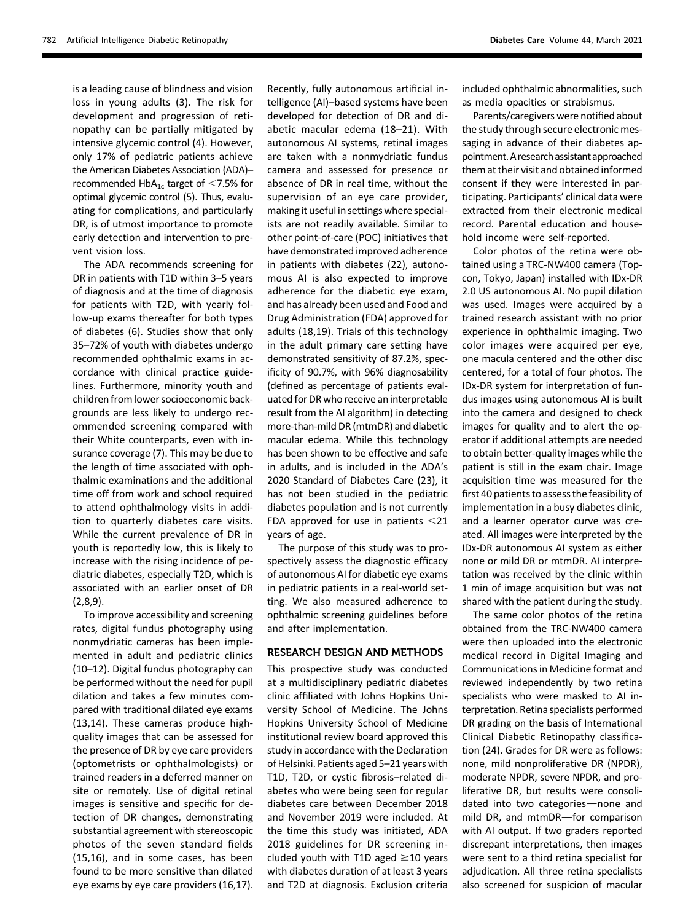is a leading cause of blindness and vision loss in young adults (3). The risk for development and progression of retinopathy can be partially mitigated by intensive glycemic control (4). However, only 17% of pediatric patients achieve the American Diabetes Association (ADA)–recommended $HbA_{1c}$ target of <7.5% for optimal glycemic control (5). Thus, evaluating for complications, and particularly DR, is of utmost importance to promote early detection and intervention to prevent vision loss.

The ADA recommends screening for DR in patients with T1D within 3–5 years of diagnosis and at the time of diagnosis for patients with T2D, with yearly follow-up exams thereafter for both types of diabetes (6). Studies show that only 35–72% of youth with diabetes undergo recommended ophthalmic exams in accordance with clinical practice guidelines. Furthermore, minority youth and children from lower socioeconomic backgrounds are less likely to undergo recommended screening compared with their White counterparts, even with insurance coverage (7). This may be due to the length of time associated with ophthalmic examinations and the additional time off from work and school required to attend ophthalmology visits in addition to quarterly diabetes care visits. While the current prevalence of DR in youth is reportedly low, this is likely to increase with the rising incidence of pediatric diabetes, especially T2D, which is associated with an earlier onset of DR (2,8,9).

To improve accessibility and screening rates, digital fundus photography using nonmydriatic cameras has been implemented in adult and pediatric clinics (10–12). Digital fundus photography can be performed without the need for pupil dilation and takes a few minutes compared with traditional dilated eye exams (13,14). These cameras produce high-quality images that can be assessed for the presence of DR by eye care providers (optometrists or ophthalmologists) or trained readers in a deferred manner on site or remotely. Use of digital retinal images is sensitive and specific for detection of DR changes, demonstrating substantial agreement with stereoscopic photos of the seven standard fields (15,16), and in some cases, has been found to be more sensitive than dilated eye exams by eye care providers (16,17). Recently, fully autonomous artificial intelligence (AI)–based systems have been developed for detection of DR and diabetic macular edema (18–21). With autonomous AI systems, retinal images are taken with a nonmydriatic fundus camera and assessed for presence or absence of DR in real time, without the supervision of an eye care provider, making it useful in settings where specialists are not readily available. Similar to other point-of-care (POC) initiatives that have demonstrated improved adherence in patients with diabetes (22), autonomous AI is also expected to improve adherence for the diabetic eye exam, and has already been used and Food and Drug Administration (FDA) approved for adults (18,19). Trials of this technology in the adult primary care setting have demonstrated sensitivity of 87.2%, specificity of 90.7%, with 96% diagnosability (defined as percentage of patients evaluated for DR who receive an interpretable result from the AI algorithm) in detecting more-than-mild DR (mtmDR) and diabetic macular edema. While this technology has been shown to be effective and safe in adults, and is included in the ADA's 2020 Standard of Diabetes Care (23), it has not been studied in the pediatric diabetes population and is not currently FDA approved for use in patients <21 years of age.

The purpose of this study was to prospectively assess the diagnostic efficacy of autonomous AI for diabetic eye exams in pediatric patients in a real-world setting. We also measured adherence to ophthalmic screening guidelines before and after implementation.

## RESEARCH DESIGN AND METHODS

This prospective study was conducted at a multidisciplinary pediatric diabetes clinic affiliated with Johns Hopkins University School of Medicine. The Johns Hopkins University School of Medicine institutional review board approved this study in accordance with the Declaration of Helsinki. Patients aged 5–21 years with T1D, T2D, or cystic fibrosis–related diabetes who were being seen for regular diabetes care between December 2018 and November 2019 were included. At the time this study was initiated, ADA 2018 guidelines for DR screening included youth with T1D aged ≥10 years with diabetes duration of at least 3 years and T2D at diagnosis. Exclusion criteria included ophthalmic abnormalities, such as media opacities or strabismus.

Parents/caregivers were notified about the study through secure electronic messaging in advance of their diabetes appointment. A research assistant approached them at their visit and obtained informed consent if they were interested in participating. Participants' clinical data were extracted from their electronic medical record. Parental education and household income were self-reported.

Color photos of the retina were obtained using a TRC-NW400 camera (Topcon, Tokyo, Japan) installed with IDx-DR 2.0 US autonomous AI. No pupil dilation was used. Images were acquired by a trained research assistant with no prior experience in ophthalmic imaging. Two color images were acquired per eye, one macula centered and the other disc centered, for a total of four photos. The IDx-DR system for interpretation of fundus images using autonomous AI is built into the camera and designed to check images for quality and to alert the operator if additional attempts are needed to obtain better-quality images while the patient is still in the exam chair. Image acquisition time was measured for the first 40 patients to assess the feasibility of implementation in a busy diabetes clinic, and a learner operator curve was created. All images were interpreted by the IDx-DR autonomous AI system as either none or mild DR or mtmDR. AI interpretation was received by the clinic within 1 min of image acquisition but was not shared with the patient during the study.

The same color photos of the retina obtained from the TRC-NW400 camera were then uploaded into the electronic medical record in Digital Imaging and Communications in Medicine format and reviewed independently by two retina specialists who were masked to AI interpretation. Retina specialists performed DR grading on the basis of International Clinical Diabetic Retinopathy classification (24). Grades for DR were as follows: none, mild nonproliferative DR (NPDR), moderate NPDR, severe NPDR, and proliferative DR, but results were consolidated into two categories—none and mild DR, and mtmDR—for comparison with AI output. If two graders reported discrepant interpretations, then images were sent to a third retina specialist for adjudication. All three retina specialists also screened for suspicion of macular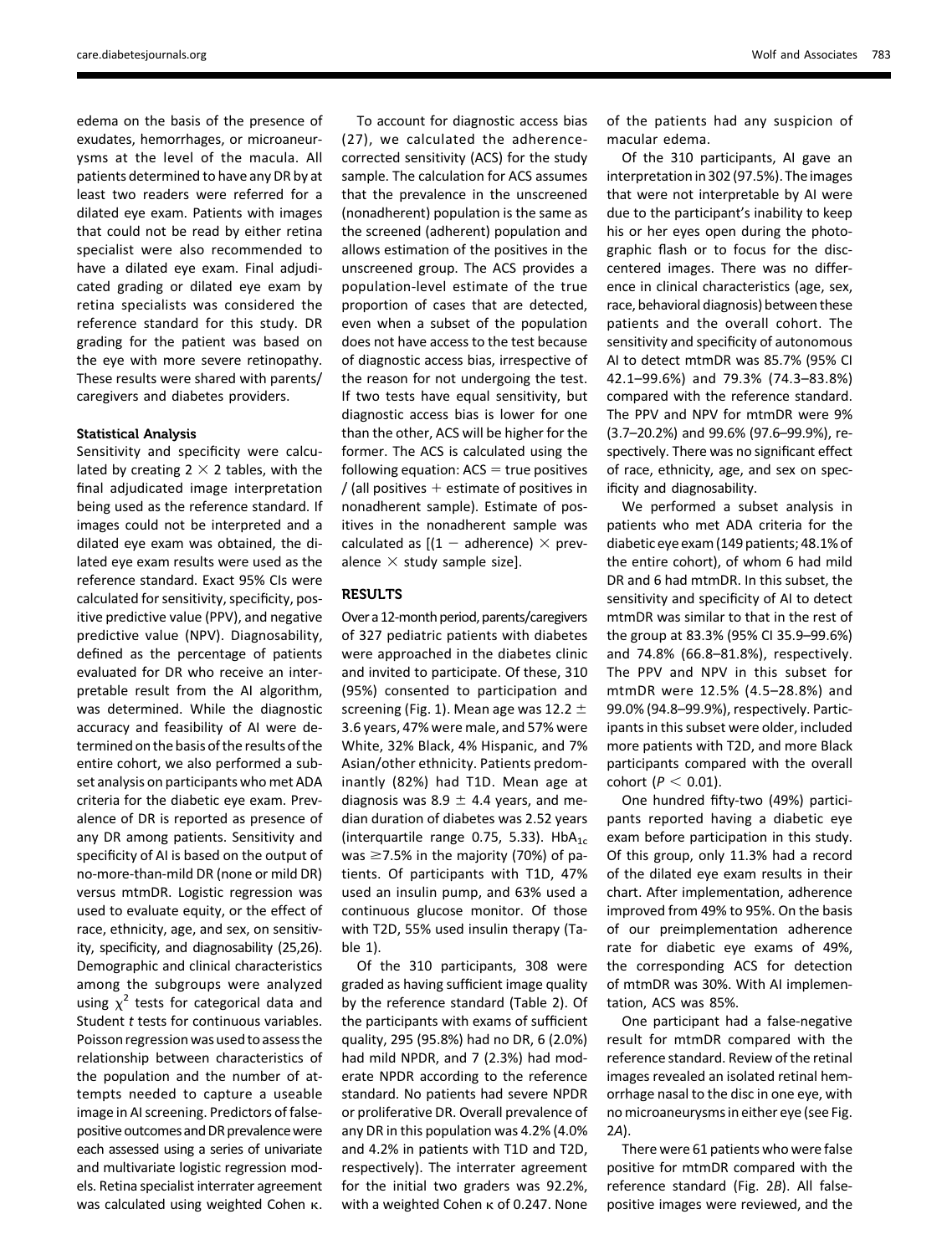edema on the basis of the presence of exudates, hemorrhages, or microaneurysms at the level of the macula. All patients determined to have any DR by at least two readers were referred for a dilated eye exam. Patients with images that could not be read by either retina specialist were also recommended to have a dilated eye exam. Final adjudicated grading or dilated eye exam by retina specialists was considered the reference standard for this study. DR grading for the patient was based on the eye with more severe retinopathy. These results were shared with parents/caregivers and diabetes providers.

### Statistical Analysis

Sensitivity and specificity were calculated by creating 2 × 2 tables, with the final adjudicated image interpretation being used as the reference standard. If images could not be interpreted and a dilated eye exam was obtained, the dilated eye exam results were used as the reference standard. Exact 95% CIs were calculated for sensitivity, specificity, positive predictive value (PPV), and negative predictive value (NPV). Diagnosability, defined as the percentage of patients evaluated for DR who receive an interpretable result from the AI algorithm, was determined. While the diagnostic accuracy and feasibility of AI were determined on the basis of the results of the entire cohort, we also performed a subset analysis on participants who met ADA criteria for the diabetic eye exam. Prevalence of DR is reported as presence of any DR among patients. Sensitivity and specificity of AI is based on the output of no-more-than-mild DR (none or mild DR) versus mtmDR. Logistic regression was used to evaluate equity, or the effect of race, ethnicity, age, and sex, on sensitivity, specificity, and diagnosability (25,26). Demographic and clinical characteristics among the subgroups were analyzed using $\chi^2$ tests for categorical data and Student *t* tests for continuous variables. Poisson regression was used to assess the relationship between characteristics of the population and the number of attempts needed to capture a useable image in AI screening. Predictors of false-positive outcomes and DR prevalence were each assessed using a series of univariate and multivariate logistic regression models. Retina specialist interrater agreement was calculated using weighted Cohen κ.

To account for diagnostic access bias (27), we calculated the adherence-corrected sensitivity (ACS) for the study sample. The calculation for ACS assumes that the prevalence in the unscreened (nonadherent) population is the same as the screened (adherent) population and allows estimation of the positives in the unscreened group. The ACS provides a population-level estimate of the true proportion of cases that are detected, even when a subset of the population does not have access to the test because of diagnostic access bias, irrespective of the reason for not undergoing the test. If two tests have equal sensitivity, but diagnostic access bias is lower for one than the other, ACS will be higher for the former. The ACS is calculated using the following equation: ACS = true positives / (all positives + estimate of positives in nonadherent sample). Estimate of positives in the nonadherent sample was calculated as [(1 − adherence) × prevalence × study sample size].

## RESULTS

Over a 12-month period, parents/caregivers of 327 pediatric patients with diabetes were approached in the diabetes clinic and invited to participate. Of these, 310 (95%) consented to participation and screening (Fig. 1). Mean age was 12.2 ± 3.6 years, 47% were male, and 57% were White, 32% Black, 4% Hispanic, and 7% Asian/other ethnicity. Patients predominantly (82%) had T1D. Mean age at diagnosis was 8.9 ± 4.4 years, and median duration of diabetes was 2.52 years (interquartile range 0.75, 5.33). $HbA_{1c}$ was ≥7.5% in the majority (70%) of patients. Of participants with T1D, 47% used an insulin pump, and 63% used a continuous glucose monitor. Of those with T2D, 55% used insulin therapy (Table 1).

Of the 310 participants, 308 were graded as having sufficient image quality by the reference standard (Table 2). Of the participants with exams of sufficient quality, 295 (95.8%) had no DR, 6 (2.0%) had mild NPDR, and 7 (2.3%) had moderate NPDR according to the reference standard. No patients had severe NPDR or proliferative DR. Overall prevalence of any DR in this population was 4.2% (4.0% and 4.2% in patients with T1D and T2D, respectively). The interrater agreement for the initial two graders was 92.2%, with a weighted Cohen κ of 0.247. None of the patients had any suspicion of macular edema.

Of the 310 participants, AI gave an interpretation in 302 (97.5%). The images that were not interpretable by AI were due to the participant's inability to keep his or her eyes open during the photographic flash or to focus for the disc-centered images. There was no difference in clinical characteristics (age, sex, race, behavioral diagnosis) between these patients and the overall cohort. The sensitivity and specificity of autonomous AI to detect mtmDR was 85.7% (95% CI 42.1–99.6%) and 79.3% (74.3–83.8%) compared with the reference standard. The PPV and NPV for mtmDR were 9% (3.7–20.2%) and 99.6% (97.6–99.9%), respectively. There was no significant effect of race, ethnicity, age, and sex on specificity and diagnosability.

We performed a subset analysis in patients who met ADA criteria for the diabetic eye exam (149 patients; 48.1% of the entire cohort), of whom 6 had mild DR and 6 had mtmDR. In this subset, the sensitivity and specificity of AI to detect mtmDR was similar to that in the rest of the group at 83.3% (95% CI 35.9–99.6%) and 74.8% (66.8–81.8%), respectively. The PPV and NPV in this subset for mtmDR were 12.5% (4.5–28.8%) and 99.0% (94.8–99.9%), respectively. Participants in this subset were older, included more patients with T2D, and more Black participants compared with the overall cohort ($P < 0.01$).

One hundred fifty-two (49%) participants reported having a diabetic eye exam before participation in this study. Of this group, only 11.3% had a record of the dilated eye exam results in their chart. After implementation, adherence improved from 49% to 95%. On the basis of our preimplementation adherence rate for diabetic eye exams of 49%, the corresponding ACS for detection of mtmDR was 30%. With AI implementation, ACS was 85%.

One participant had a false-negative result for mtmDR compared with the reference standard. Review of the retinal images revealed an isolated retinal hemorrhage nasal to the disc in one eye, with no microaneurysms in either eye (see Fig. 2*A*).

There were 61 patients who were false positive for mtmDR compared with the reference standard (Fig. 2*B*). All false-positive images were reviewed, and the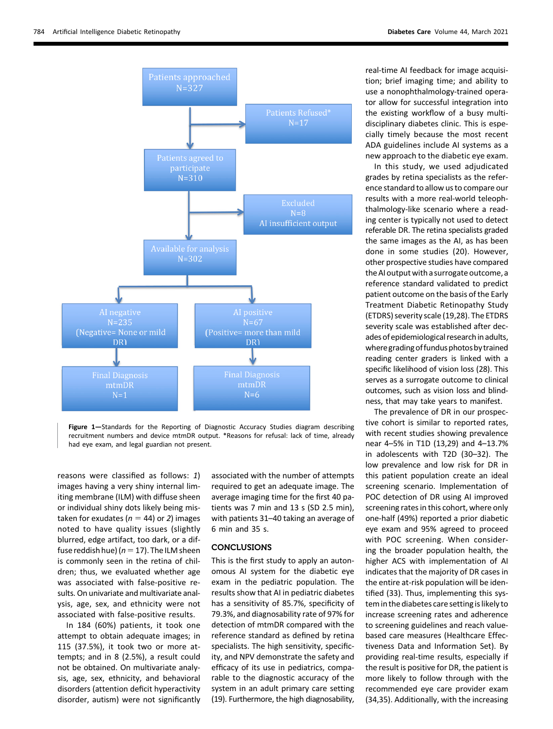Patients approached
N=327

Patients Refused*
N=17

Patients agreed to participate
N=310

Excluded
N=8
AI insufficient output

Available for analysis
N=302

AI negative
N=235
(Negative= None or mild DR)

AI positive
N=67
(Positive= more than mild DR)

Final Diagnosis
mtmDR
N=1

Final Diagnosis
mtmDR
N=6

**Figure 1**—Standards for the Reporting of Diagnostic Accuracy Studies diagram describing recruitment numbers and device mtmDR output. *Reasons for refusal: lack of time, already had eye exam, and legal guardian not present.

reasons were classified as follows: *1*) images having a very shiny internal limiting membrane (ILM) with diffuse sheen or individual shiny dots likely being mistaken for exudates ($n = 44$) or *2*) images noted to have quality issues (slightly blurred, edge artifact, too dark, or a diffuse reddish hue) ($n = 17$). The ILM sheen is commonly seen in the retina of children; thus, we evaluated whether age was associated with false-positive results. On univariate and multivariate analysis, age, sex, and ethnicity were not associated with false-positive results.

In 184 (60%) patients, it took one attempt to obtain adequate images; in 115 (37.5%), it took two or more attempts; and in 8 (2.5%), a result could not be obtained. On multivariate analysis, age, sex, ethnicity, and behavioral disorders (attention deficit hyperactivity disorder, autism) were not significantly associated with the number of attempts required to get an adequate image. The average imaging time for the first 40 patients was 7 min and 13 s (SD 2.5 min), with patients 31–40 taking an average of 6 min and 35 s.

## CONCLUSIONS

This is the first study to apply an autonomous AI system for the diabetic eye exam in the pediatric population. The results show that AI in pediatric diabetes has a sensitivity of 85.7%, specificity of 79.3%, and diagnosability rate of 97% for detection of mtmDR compared with the reference standard as defined by retina specialists. The high sensitivity, specificity, and NPV demonstrate the safety and efficacy of its use in pediatrics, comparable to the diagnostic accuracy of the system in an adult primary care setting (19). Furthermore, the high diagnosability, real-time AI feedback for image acquisition; brief imaging time; and ability to use a nonophthalmology-trained operator allow for successful integration into the existing workflow of a busy multidisciplinary diabetes clinic. This is especially timely because the most recent ADA guidelines include AI systems as a new approach to the diabetic eye exam.

In this study, we used adjudicated grades by retina specialists as the reference standard to allow us to compare our results with a more real-world teleophthalmology-like scenario where a reading center is typically not used to detect referable DR. The retina specialists graded the same images as the AI, as has been done in some studies (20). However, other prospective studies have compared the AI output with a surrogate outcome, a reference standard validated to predict patient outcome on the basis of the Early Treatment Diabetic Retinopathy Study (ETDRS) severity scale (19,28). The ETDRS severity scale was established after decades of epidemiological research in adults, where grading of fundus photos by trained reading center graders is linked with a specific likelihood of vision loss (28). This serves as a surrogate outcome to clinical outcomes, such as vision loss and blindness, that may take years to manifest.

The prevalence of DR in our prospective cohort is similar to reported rates, with recent studies showing prevalence near 4–5% in T1D (13,29) and 4–13.7% in adolescents with T2D (30–32). The low prevalence and low risk for DR in this patient population create an ideal screening scenario. Implementation of POC detection of DR using AI improved screening rates in this cohort, where only one-half (49%) reported a prior diabetic eye exam and 95% agreed to proceed with POC screening. When considering the broader population health, the higher ACS with implementation of AI indicates that the majority of DR cases in the entire at-risk population will be identified (33). Thus, implementing this system in the diabetes care setting is likely to increase screening rates and adherence to screening guidelines and reach value-based care measures (Healthcare Effectiveness Data and Information Set). By providing real-time results, especially if the result is positive for DR, the patient is more likely to follow through with the recommended eye care provider exam (34,35). Additionally, with the increasing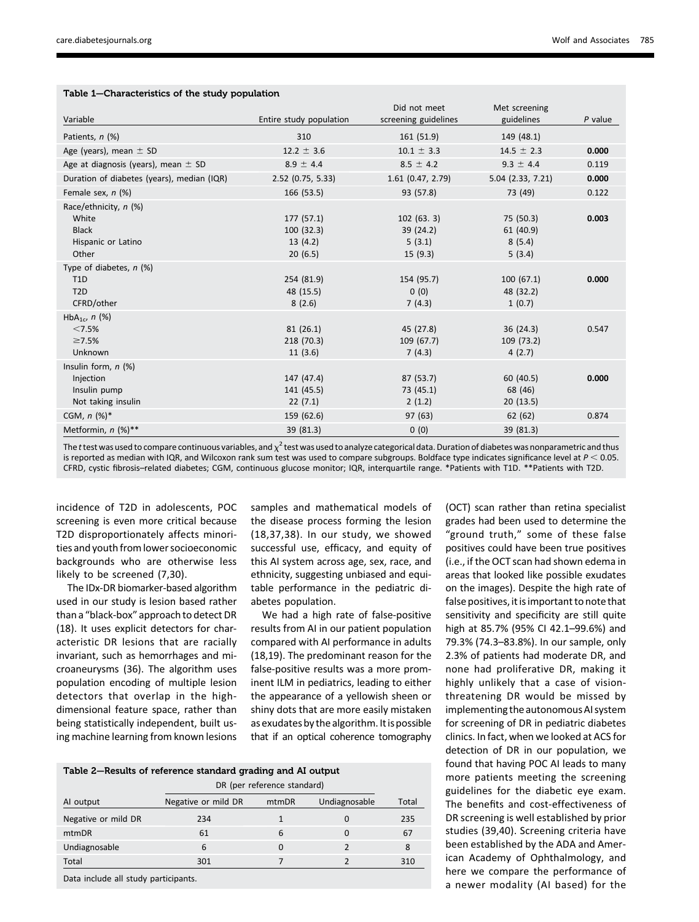**Table 1—Characteristics of the study population**

| Variable | Entire study population | Did not meet screening guidelines | Met screening guidelines | *P* value |
|---|---|---|---|---|
| Patients, *n* (%) | 310 | 161 (51.9) | 149 (48.1) | |
| Age (years), mean ± SD | 12.2 ± 3.6 | 10.1 ± 3.3 | 14.5 ± 2.3 | **0.000** |
| Age at diagnosis (years), mean ± SD | 8.9 ± 4.4 | 8.5 ± 4.2 | 9.3 ± 4.4 | 0.119 |
| Duration of diabetes (years), median (IQR) | 2.52 (0.75, 5.33) | 1.61 (0.47, 2.79) | 5.04 (2.33, 7.21) | **0.000** |
| Female sex, *n* (%) | 166 (53.5) | 93 (57.8) | 73 (49) | 0.122 |
| Race/ethnicity, *n* (%) | | | | |
| White | 177 (57.1) | 102 (63. 3) | 75 (50.3) | **0.003** |
| Black | 100 (32.3) | 39 (24.2) | 61 (40.9) | |
| Hispanic or Latino | 13 (4.2) | 5 (3.1) | 8 (5.4) | |
| Other | 20 (6.5) | 15 (9.3) | 5 (3.4) | |
| Type of diabetes, *n* (%) | | | | |
| T1D | 254 (81.9) | 154 (95.7) | 100 (67.1) | **0.000** |
| T2D | 48 (15.5) | 0 (0) | 48 (32.2) | |
| CFRD/other | 8 (2.6) | 7 (4.3) | 1 (0.7) | |
| $HbA_{1c}$, *n* (%) | | | | |
| <7.5% | 81 (26.1) | 45 (27.8) | 36 (24.3) | 0.547 |
| ≥7.5% | 218 (70.3) | 109 (67.7) | 109 (73.2) | |
| Unknown | 11 (3.6) | 7 (4.3) | 4 (2.7) | |
| Insulin form, *n* (%) | | | | |
| Injection | 147 (47.4) | 87 (53.7) | 60 (40.5) | **0.000** |
| Insulin pump | 141 (45.5) | 73 (45.1) | 68 (46) | |
| Not taking insulin | 22 (7.1) | 2 (1.2) | 20 (13.5) | |
| CGM, *n* (%)* | 159 (62.6) | 97 (63) | 62 (62) | 0.874 |
| Metformin, *n* (%)** | 39 (81.3) | 0 (0) | 39 (81.3) | |

The *t* test was used to compare continuous variables, and $\chi^2$ test was used to analyze categorical data. Duration of diabetes was nonparametric and thus is reported as median with IQR, and Wilcoxon rank sum test was used to compare subgroups. Boldface type indicates significance level at $P < 0.05$. CFRD, cystic fibrosis–related diabetes; CGM, continuous glucose monitor; IQR, interquartile range. *Patients with T1D. **Patients with T2D.

incidence of T2D in adolescents, POC screening is even more critical because T2D disproportionately affects minorities and youth from lower socioeconomic backgrounds who are otherwise less likely to be screened (7,30).

The IDx-DR biomarker-based algorithm used in our study is lesion based rather than a "black-box" approach to detect DR (18). It uses explicit detectors for characteristic DR lesions that are racially invariant, such as hemorrhages and microaneurysms (36). The algorithm uses population encoding of multiple lesion detectors that overlap in the high-dimensional feature space, rather than being statistically independent, built using machine learning from known lesions samples and mathematical models of the disease process forming the lesion (18,37,38). In our study, we showed successful use, efficacy, and equity of this AI system across age, sex, race, and ethnicity, suggesting unbiased and equitable performance in the pediatric diabetes population.

We had a high rate of false-positive results from AI in our patient population compared with AI performance in adults (18,19). The predominant reason for the false-positive results was a more prominent ILM in pediatrics, leading to either the appearance of a yellowish sheen or shiny dots that are more easily mistaken as exudates by the algorithm. It is possible that if an optical coherence tomography (OCT) scan rather than retina specialist grades had been used to determine the "ground truth," some of these false positives could have been true positives (i.e., if the OCT scan had shown edema in areas that looked like possible exudates on the images). Despite the high rate of false positives, it is important to note that sensitivity and specificity are still quite high at 85.7% (95% CI 42.1–99.6%) and 79.3% (74.3–83.8%). In our sample, only 2.3% of patients had moderate DR, and none had proliferative DR, making it highly unlikely that a case of vision-threatening DR would be missed by implementing the autonomous AI system for screening of DR in pediatric diabetes clinics. In fact, when we looked at ACS for detection of DR in our population, we found that having POC AI leads to many more patients meeting the screening guidelines for the diabetic eye exam. The benefits and cost-effectiveness of DR screening is well established by prior studies (39,40). Screening criteria have been established by the ADA and American Academy of Ophthalmology, and here we compare the performance of a newer modality (AI based) for the

**Table 2—Results of reference standard grading and AI output**

| AI output | DR (per reference standard) | | | Total |
|---|---|---|---|---|
| | Negative or mild DR | mtmDR | Undiagnosable | |
| Negative or mild DR | 234 | 1 | 0 | 235 |
| mtmDR | 61 | 6 | 0 | 67 |
| Undiagnosable | 6 | 0 | 2 | 8 |
| Total | 301 | 7 | 2 | 310 |

Data include all study participants.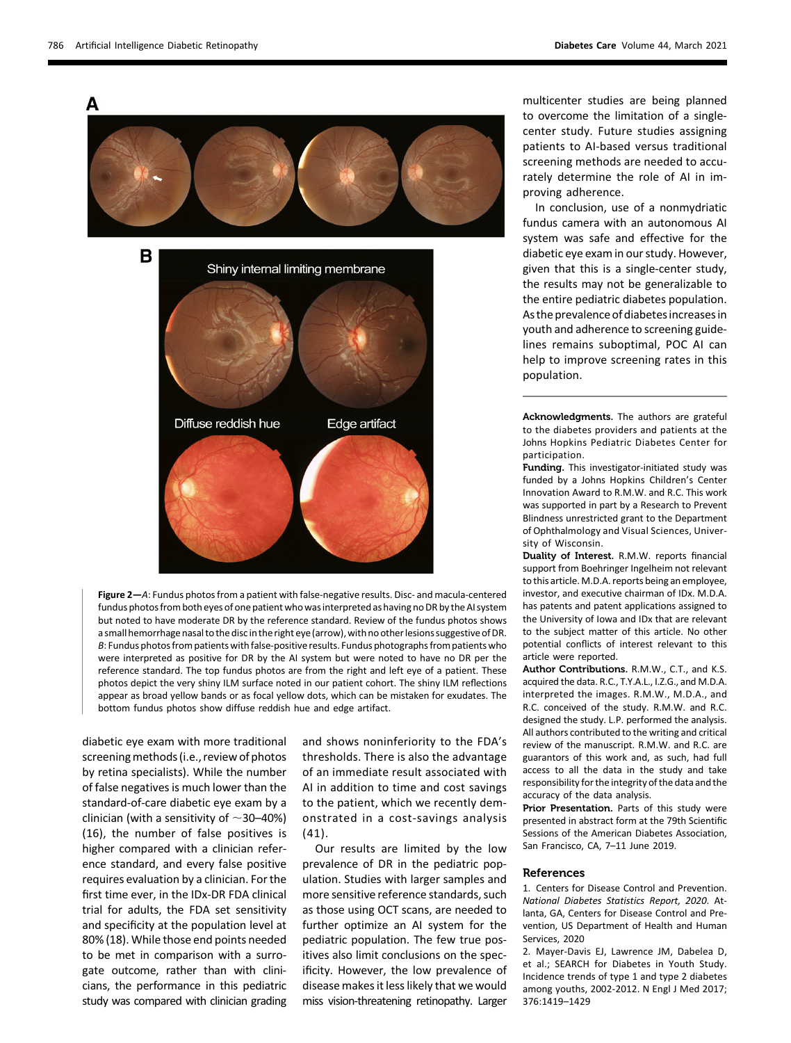Figure 2—*A*: Fundus photos from a patient with false-negative results. Disc- and macula-centered fundus photos from both eyes of one patient who was interpreted as having no DR by the AI system but noted to have moderate DR by the reference standard. Review of the fundus photos shows a small hemorrhage nasal to the disc in the right eye (arrow), with no other lesions suggestive of DR. *B*: Fundus photos from patients with false-positive results. Fundus photographs from patients who were interpreted as positive for DR by the AI system but were noted to have no DR per the reference standard. The top fundus photos are from the right and left eye of a patient. These photos depict the very shiny ILM surface noted in our patient cohort. The shiny ILM reflections appear as broad yellow bands or as focal yellow dots, which can be mistaken for exudates. The bottom fundus photos show diffuse reddish hue and edge artifact.

diabetic eye exam with more traditional screening methods (i.e., review of photos by retina specialists). While the number of false negatives is much lower than the standard-of-care diabetic eye exam by a clinician (with a sensitivity of ~30–40%) (16), the number of false positives is higher compared with a clinician reference standard, and every false positive requires evaluation by a clinician. For the first time ever, in the IDx-DR FDA clinical trial for adults, the FDA set sensitivity and specificity at the population level at 80% (18). While those end points needed to be met in comparison with a surrogate outcome, rather than with clinicians, the performance in this pediatric study was compared with clinician grading and shows noninferiority to the FDA's thresholds. There is also the advantage of an immediate result associated with AI in addition to time and cost savings to the patient, which we recently demonstrated in a cost-savings analysis (41).

Our results are limited by the low prevalence of DR in the pediatric population. Studies with larger samples and more sensitive reference standards, such as those using OCT scans, are needed to further optimize an AI system for the pediatric population. The few true positives also limit conclusions on the specificity. However, the low prevalence of disease makes it less likely that we would miss vision-threatening retinopathy. Larger multicenter studies are being planned to overcome the limitation of a single-center study. Future studies assigning patients to AI-based versus traditional screening methods are needed to accurately determine the role of AI in improving adherence.

In conclusion, use of a nonmydriatic fundus camera with an autonomous AI system was safe and effective for the diabetic eye exam in our study. However, given that this is a single-center study, the results may not be generalizable to the entire pediatric diabetes population. As the prevalence of diabetes increases in youth and adherence to screening guidelines remains suboptimal, POC AI can help to improve screening rates in this population.

**Acknowledgments.** The authors are grateful to the diabetes providers and patients at the Johns Hopkins Pediatric Diabetes Center for participation.

**Funding.** This investigator-initiated study was funded by a Johns Hopkins Children's Center Innovation Award to R.M.W. and R.C. This work was supported in part by a Research to Prevent Blindness unrestricted grant to the Department of Ophthalmology and Visual Sciences, University of Wisconsin.

**Duality of Interest.** R.M.W. reports financial support from Boehringer Ingelheim not relevant to this article. M.D.A. reports being an employee, investor, and executive chairman of IDx. M.D.A. has patents and patent applications assigned to the University of Iowa and IDx that are relevant to the subject matter of this article. No other potential conflicts of interest relevant to this article were reported.

**Author Contributions.** R.M.W., C.T., and K.S. acquired the data. R.C., T.Y.A.L., I.Z.G., and M.D.A. interpreted the images. R.M.W., M.D.A., and R.C. conceived of the study. R.M.W. and R.C. designed the study. L.P. performed the analysis. All authors contributed to the writing and critical review of the manuscript. R.M.W. and R.C. are guarantors of this work and, as such, had full access to all the data in the study and take responsibility for the integrity of the data and the accuracy of the data analysis.

**Prior Presentation.** Parts of this study were presented in abstract form at the 79th Scientific Sessions of the American Diabetes Association, San Francisco, CA, 7–11 June 2019.

## References

1. Centers for Disease Control and Prevention. *National Diabetes Statistics Report, 2020*. Atlanta, GA, Centers for Disease Control and Prevention, US Department of Health and Human Services, 2020
2. Mayer-Davis EJ, Lawrence JM, Dabelea D, et al.; SEARCH for Diabetes in Youth Study. Incidence trends of type 1 and type 2 diabetes among youths, 2002-2012. N Engl J Med 2017; 376:1419–1429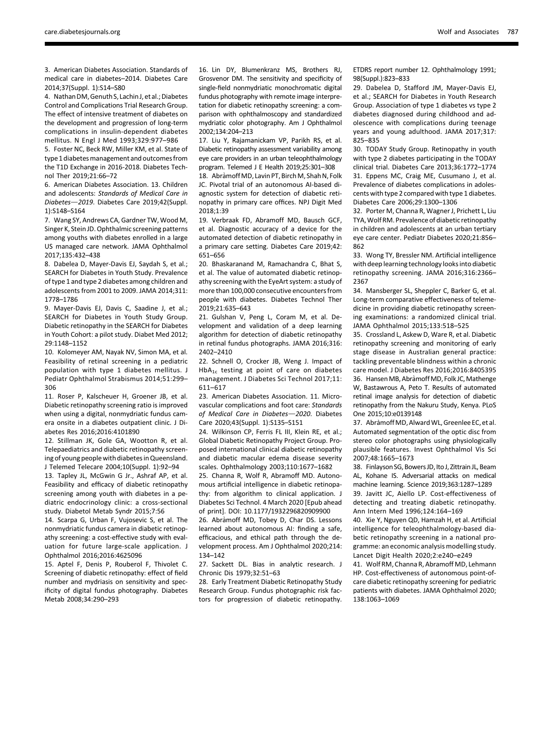3. American Diabetes Association. Standards of medical care in diabetes–2014. Diabetes Care 2014;37(Suppl. 1):S14–S80

4. Nathan DM, Genuth S, Lachin J, et al.; Diabetes Control and Complications Trial Research Group. The effect of intensive treatment of diabetes on the development and progression of long-term complications in insulin-dependent diabetes mellitus. N Engl J Med 1993;329:977–986

5. Foster NC, Beck RW, Miller KM, et al. State of type 1 diabetes management and outcomes from the T1D Exchange in 2016-2018. Diabetes Technol Ther 2019;21:66–72

6. American Diabetes Association. 13. Children and adolescents: *Standards of Medical Care in Diabetes—2019*. Diabetes Care 2019;42(Suppl. 1):S148–S164

7. Wang SY, Andrews CA, Gardner TW, Wood M, Singer K, Stein JD. Ophthalmic screening patterns among youths with diabetes enrolled in a large US managed care network. JAMA Ophthalmol 2017;135:432–438

8. Dabelea D, Mayer-Davis EJ, Saydah S, et al.; SEARCH for Diabetes in Youth Study. Prevalence of type 1 and type 2 diabetes among children and adolescents from 2001 to 2009. JAMA 2014;311: 1778–1786

9. Mayer-Davis EJ, Davis C, Saadine J, et al.; SEARCH for Diabetes in Youth Study Group. Diabetic retinopathy in the SEARCH for Diabetes in Youth Cohort: a pilot study. Diabet Med 2012; 29:1148–1152

10. Kolomeyer AM, Nayak NV, Simon MA, et al. Feasibility of retinal screening in a pediatric population with type 1 diabetes mellitus. J Pediatr Ophthalmol Strabismus 2014;51:299–306

11. Roser P, Kalscheuer H, Groener JB, et al. Diabetic retinopathy screening ratio is improved when using a digital, nonmydriatic fundus camera onsite in a diabetes outpatient clinic. J Diabetes Res 2016;2016:4101890

12. Stillman JK, Gole GA, Wootton R, et al. Telepaediatrics and diabetic retinopathy screening of young people with diabetes in Queensland. J Telemed Telecare 2004;10(Suppl. 1):92–94

13. Tapley JL, McGwin G Jr., Ashraf AP, et al. Feasibility and efficacy of diabetic retinopathy screening among youth with diabetes in a pediatric endocrinology clinic: a cross-sectional study. Diabetol Metab Syndr 2015;7:56

14. Scarpa G, Urban F, Vujosevic S, et al. The nonmydriatic fundus camera in diabetic retinopathy screening: a cost-effective study with evaluation for future large-scale application. J Ophthalmol 2016;2016:4625096

15. Aptel F, Denis P, Rouberol F, Thivolet C. Screening of diabetic retinopathy: effect of field number and mydriasis on sensitivity and specificity of digital fundus photography. Diabetes Metab 2008;34:290–293

16. Lin DY, Blumenkranz MS, Brothers RJ, Grosvenor DM. The sensitivity and specificity of single-field nonmydriatic monochromatic digital fundus photography with remote image interpretation for diabetic retinopathy screening: a comparison with ophthalmoscopy and standardized mydriatic color photography. Am J Ophthalmol 2002;134:204–213

17. Liu Y, Rajamanickam VP, Parikh RS, et al. Diabetic retinopathy assessment variability among eye care providers in an urban teleophthalmology program. Telemed J E Health 2019;25:301–308

18. Abràmoff MD, Lavin PT, Birch M, Shah N, Folk JC. Pivotal trial of an autonomous AI-based diagnostic system for detection of diabetic retinopathy in primary care offices. NPJ Digit Med 2018;1:39

19. Verbraak FD, Abramoff MD, Bausch GCF, et al. Diagnostic accuracy of a device for the automated detection of diabetic retinopathy in a primary care setting. Diabetes Care 2019;42: 651–656

20. Bhaskaranand M, Ramachandra C, Bhat S, et al. The value of automated diabetic retinopathy screening with the EyeArt system: a study of more than 100,000 consecutive encounters from people with diabetes. Diabetes Technol Ther 2019;21:635–643

21. Gulshan V, Peng L, Coram M, et al. Development and validation of a deep learning algorithm for detection of diabetic retinopathy in retinal fundus photographs. JAMA 2016;316: 2402–2410

22. Schnell O, Crocker JB, Weng J. Impact of $HbA_{1c}$ testing at point of care on diabetes management. J Diabetes Sci Technol 2017;11: 611–617

23. American Diabetes Association. 11. Microvascular complications and foot care: *Standards of Medical Care in Diabetes—2020*. Diabetes Care 2020;43(Suppl. 1):S135–S151

24. Wilkinson CP, Ferris FL III, Klein RE, et al.; Global Diabetic Retinopathy Project Group. Proposed international clinical diabetic retinopathy and diabetic macular edema disease severity scales. Ophthalmology 2003;110:1677–1682

25. Channa R, Wolf R, Abramoff MD. Autonomous artificial intelligence in diabetic retinopathy: from algorithm to clinical application. J Diabetes Sci Technol. 4 March 2020 [Epub ahead of print]. DOI: 10.1177/1932296820909900

26. Abràmoff MD, Tobey D, Char DS. Lessons learned about autonomous AI: finding a safe, efficacious, and ethical path through the development process. Am J Ophthalmol 2020;214: 134–142

27. Sackett DL. Bias in analytic research. J Chronic Dis 1979;32:51–63

28. Early Treatment Diabetic Retinopathy Study Research Group. Fundus photographic risk factors for progression of diabetic retinopathy. ETDRS report number 12. Ophthalmology 1991; 98(Suppl.):823–833

29. Dabelea D, Stafford JM, Mayer-Davis EJ, et al.; SEARCH for Diabetes in Youth Research Group. Association of type 1 diabetes vs type 2 diabetes diagnosed during childhood and adolescence with complications during teenage years and young adulthood. JAMA 2017;317: 825–835

30. TODAY Study Group. Retinopathy in youth with type 2 diabetes participating in the TODAY clinical trial. Diabetes Care 2013;36:1772–1774

31. Eppens MC, Craig ME, Cusumano J, et al. Prevalence of diabetes complications in adolescents with type 2 compared with type 1 diabetes. Diabetes Care 2006;29:1300–1306

32. Porter M, Channa R, Wagner J, Prichett L, Liu TYA, Wolf RM. Prevalence of diabetic retinopathy in children and adolescents at an urban tertiary eye care center. Pediatr Diabetes 2020;21:856–862

33. Wong TY, Bressler NM. Artificial intelligence with deep learning technology looks into diabetic retinopathy screening. JAMA 2016;316:2366–2367

34. Mansberger SL, Sheppler C, Barker G, et al. Long-term comparative effectiveness of telemedicine in providing diabetic retinopathy screening examinations: a randomized clinical trial. JAMA Ophthalmol 2015;133:518–525

35. Crossland L, Askew D, Ware R, et al. Diabetic retinopathy screening and monitoring of early stage disease in Australian general practice: tackling preventable blindness within a chronic care model. J Diabetes Res 2016;2016:8405395

36. Hansen MB, Abràmoff MD, Folk JC, Mathenge W, Bastawrous A, Peto T. Results of automated retinal image analysis for detection of diabetic retinopathy from the Nakuru Study, Kenya. PLoS One 2015;10:e0139148

37. Abràmoff MD, Alward WL, Greenlee EC, et al. Automated segmentation of the optic disc from stereo color photographs using physiologically plausible features. Invest Ophthalmol Vis Sci 2007;48:1665–1673

38. Finlayson SG, Bowers JD, Ito J, Zittrain JL, Beam AL, Kohane IS. Adversarial attacks on medical machine learning. Science 2019;363:1287–1289

39. Javitt JC, Aiello LP. Cost-effectiveness of detecting and treating diabetic retinopathy. Ann Intern Med 1996;124:164–169

40. Xie Y, Nguyen QD, Hamzah H, et al. Artificial intelligence for teleophthalmology-based diabetic retinopathy screening in a national programme: an economic analysis modelling study. Lancet Digit Health 2020;2:e240–e249

41. Wolf RM, Channa R, Abramoff MD, Lehmann HP. Cost-effectiveness of autonomous point-of-care diabetic retinopathy screening for pediatric patients with diabetes. JAMA Ophthalmol 2020; 138:1063–1069